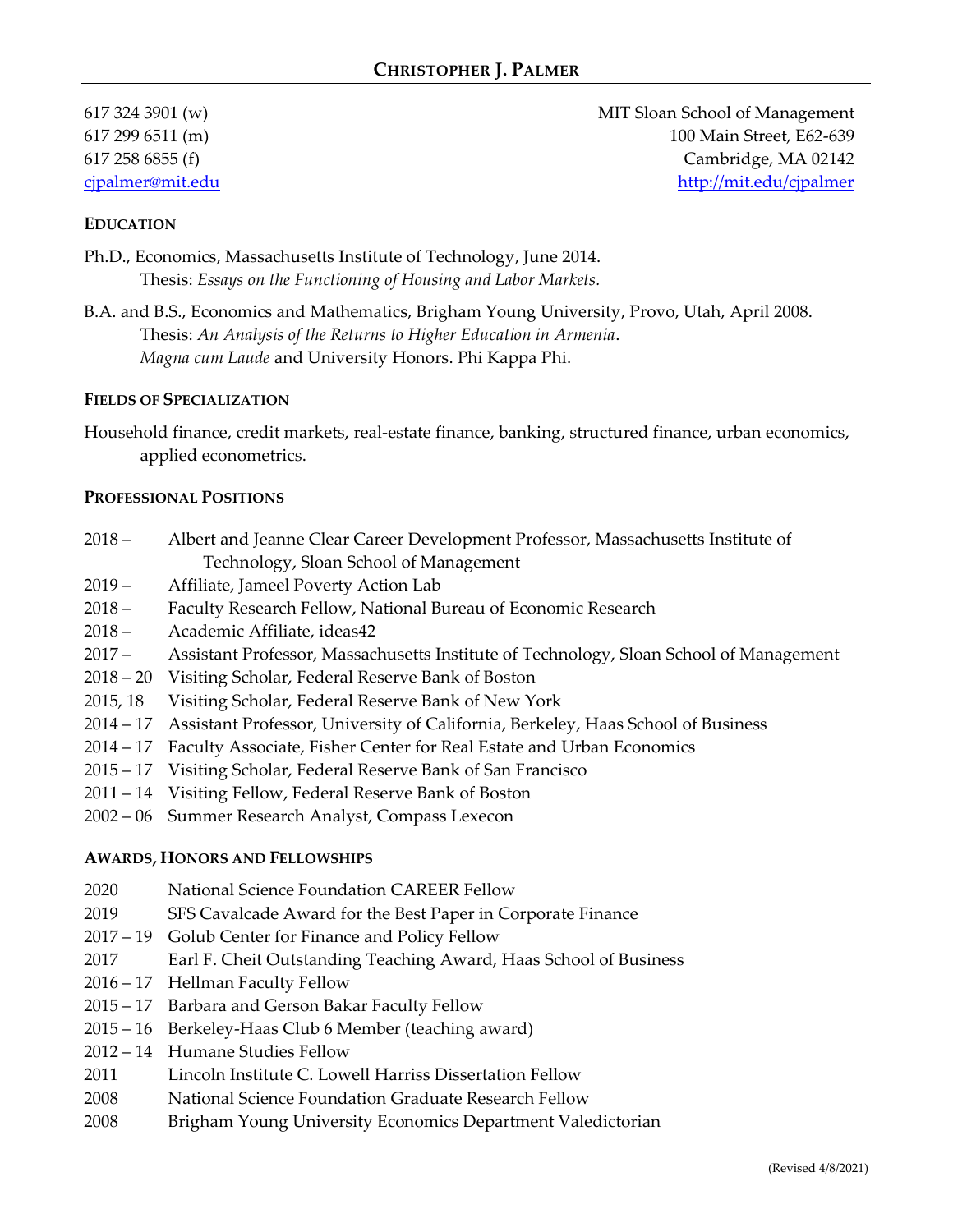# CHRISTOPHER J. PALMER

617 324 3901 (w)
617 299 6511 (m)
617 258 6855 (f)
cjpalmer@mit.edu

MIT Sloan School of Management
100 Main Street, E62-639
Cambridge, MA 02142
http://mit.edu/cjpalmer

## EDUCATION

Ph.D., Economics, Massachusetts Institute of Technology, June 2014.
Thesis: *Essays on the Functioning of Housing and Labor Markets.*

B.A. and B.S., Economics and Mathematics, Brigham Young University, Provo, Utah, April 2008.
Thesis: *An Analysis of the Returns to Higher Education in Armenia*.
*Magna cum Laude* and University Honors. Phi Kappa Phi.

## FIELDS OF SPECIALIZATION

Household finance, credit markets, real-estate finance, banking, structured finance, urban economics, applied econometrics.

## PROFESSIONAL POSITIONS

- 2018 – Albert and Jeanne Clear Career Development Professor, Massachusetts Institute of Technology, Sloan School of Management
- 2019 – Affiliate, Jameel Poverty Action Lab
- 2018 – Faculty Research Fellow, National Bureau of Economic Research
- 2018 – Academic Affiliate, ideas42
- 2017 – Assistant Professor, Massachusetts Institute of Technology, Sloan School of Management
- 2018 – 20 Visiting Scholar, Federal Reserve Bank of Boston
- 2015, 18 Visiting Scholar, Federal Reserve Bank of New York
- 2014 – 17 Assistant Professor, University of California, Berkeley, Haas School of Business
- 2014 – 17 Faculty Associate, Fisher Center for Real Estate and Urban Economics
- 2015 – 17 Visiting Scholar, Federal Reserve Bank of San Francisco
- 2011 – 14 Visiting Fellow, Federal Reserve Bank of Boston
- 2002 – 06 Summer Research Analyst, Compass Lexecon

## AWARDS, HONORS AND FELLOWSHIPS

- 2020 National Science Foundation CAREER Fellow
- 2019 SFS Cavalcade Award for the Best Paper in Corporate Finance
- 2017 – 19 Golub Center for Finance and Policy Fellow
- 2017 Earl F. Cheit Outstanding Teaching Award, Haas School of Business
- 2016 – 17 Hellman Faculty Fellow
- 2015 – 17 Barbara and Gerson Bakar Faculty Fellow
- 2015 – 16 Berkeley-Haas Club 6 Member (teaching award)
- 2012 – 14 Humane Studies Fellow
- 2011 Lincoln Institute C. Lowell Harriss Dissertation Fellow
- 2008 National Science Foundation Graduate Research Fellow
- 2008 Brigham Young University Economics Department Valedictorian

(Revised 4/8/2021)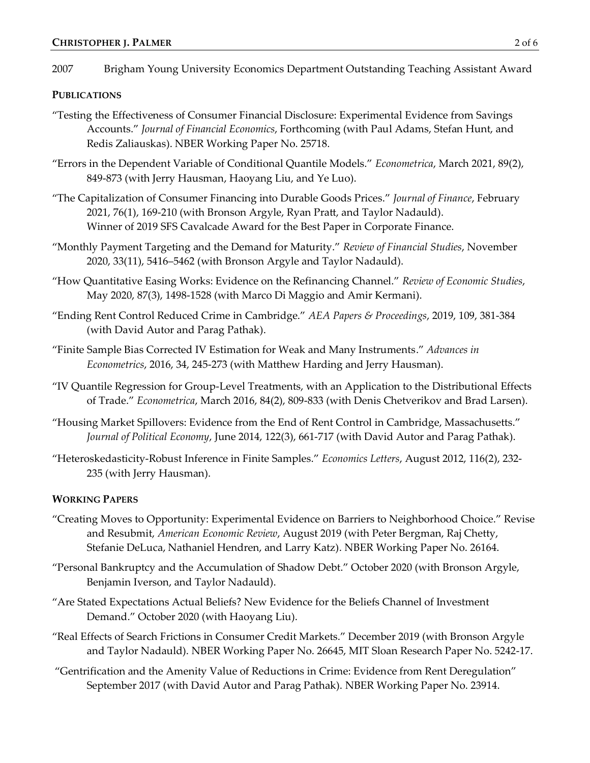2007 Brigham Young University Economics Department Outstanding Teaching Assistant Award

## PUBLICATIONS

"Testing the Effectiveness of Consumer Financial Disclosure: Experimental Evidence from Savings Accounts." *Journal of Financial Economics*, Forthcoming (with Paul Adams, Stefan Hunt, and Redis Zaliauskas). NBER Working Paper No. 25718.

"Errors in the Dependent Variable of Conditional Quantile Models." *Econometrica*, March 2021, 89(2), 849-873 (with Jerry Hausman, Haoyang Liu, and Ye Luo).

"The Capitalization of Consumer Financing into Durable Goods Prices." *Journal of Finance*, February 2021, 76(1), 169-210 (with Bronson Argyle, Ryan Pratt, and Taylor Nadauld).
Winner of 2019 SFS Cavalcade Award for the Best Paper in Corporate Finance.

"Monthly Payment Targeting and the Demand for Maturity." *Review of Financial Studies*, November 2020, 33(11), 5416–5462 (with Bronson Argyle and Taylor Nadauld).

"How Quantitative Easing Works: Evidence on the Refinancing Channel." *Review of Economic Studies*, May 2020, 87(3), 1498-1528 (with Marco Di Maggio and Amir Kermani).

"Ending Rent Control Reduced Crime in Cambridge." *AEA Papers & Proceedings*, 2019, 109, 381-384 (with David Autor and Parag Pathak).

"Finite Sample Bias Corrected IV Estimation for Weak and Many Instruments." *Advances in Econometrics*, 2016, 34, 245-273 (with Matthew Harding and Jerry Hausman).

"IV Quantile Regression for Group-Level Treatments, with an Application to the Distributional Effects of Trade." *Econometrica*, March 2016, 84(2), 809-833 (with Denis Chetverikov and Brad Larsen).

"Housing Market Spillovers: Evidence from the End of Rent Control in Cambridge, Massachusetts." *Journal of Political Economy*, June 2014, 122(3), 661-717 (with David Autor and Parag Pathak).

"Heteroskedasticity-Robust Inference in Finite Samples." *Economics Letters*, August 2012, 116(2), 232-235 (with Jerry Hausman).

## WORKING PAPERS

"Creating Moves to Opportunity: Experimental Evidence on Barriers to Neighborhood Choice." Revise and Resubmit, *American Economic Review*, August 2019 (with Peter Bergman, Raj Chetty, Stefanie DeLuca, Nathaniel Hendren, and Larry Katz). NBER Working Paper No. 26164.

"Personal Bankruptcy and the Accumulation of Shadow Debt." October 2020 (with Bronson Argyle, Benjamin Iverson, and Taylor Nadauld).

"Are Stated Expectations Actual Beliefs? New Evidence for the Beliefs Channel of Investment Demand." October 2020 (with Haoyang Liu).

"Real Effects of Search Frictions in Consumer Credit Markets." December 2019 (with Bronson Argyle and Taylor Nadauld). NBER Working Paper No. 26645, MIT Sloan Research Paper No. 5242-17.

"Gentrification and the Amenity Value of Reductions in Crime: Evidence from Rent Deregulation" September 2017 (with David Autor and Parag Pathak). NBER Working Paper No. 23914.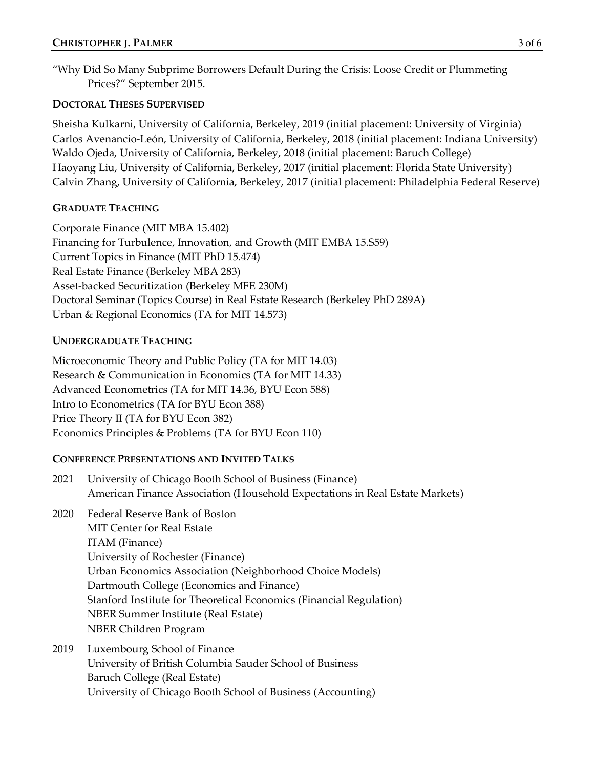"Why Did So Many Subprime Borrowers Default During the Crisis: Loose Credit or Plummeting Prices?" September 2015.

### DOCTORAL THESES SUPERVISED

Sheisha Kulkarni, University of California, Berkeley, 2019 (initial placement: University of Virginia)
Carlos Avenancio-León, University of California, Berkeley, 2018 (initial placement: Indiana University)
Waldo Ojeda, University of California, Berkeley, 2018 (initial placement: Baruch College)
Haoyang Liu, University of California, Berkeley, 2017 (initial placement: Florida State University)
Calvin Zhang, University of California, Berkeley, 2017 (initial placement: Philadelphia Federal Reserve)

### GRADUATE TEACHING

Corporate Finance (MIT MBA 15.402)
Financing for Turbulence, Innovation, and Growth (MIT EMBA 15.S59)
Current Topics in Finance (MIT PhD 15.474)
Real Estate Finance (Berkeley MBA 283)
Asset-backed Securitization (Berkeley MFE 230M)
Doctoral Seminar (Topics Course) in Real Estate Research (Berkeley PhD 289A)
Urban & Regional Economics (TA for MIT 14.573)

### UNDERGRADUATE TEACHING

Microeconomic Theory and Public Policy (TA for MIT 14.03)
Research & Communication in Economics (TA for MIT 14.33)
Advanced Econometrics (TA for MIT 14.36, BYU Econ 588)
Intro to Econometrics (TA for BYU Econ 388)
Price Theory II (TA for BYU Econ 382)
Economics Principles & Problems (TA for BYU Econ 110)

### CONFERENCE PRESENTATIONS AND INVITED TALKS

2021
- University of Chicago Booth School of Business (Finance)
- American Finance Association (Household Expectations in Real Estate Markets)

2020
- Federal Reserve Bank of Boston
- MIT Center for Real Estate
- ITAM (Finance)
- University of Rochester (Finance)
- Urban Economics Association (Neighborhood Choice Models)
- Dartmouth College (Economics and Finance)
- Stanford Institute for Theoretical Economics (Financial Regulation)
- NBER Summer Institute (Real Estate)
- NBER Children Program

2019
- Luxembourg School of Finance
- University of British Columbia Sauder School of Business
- Baruch College (Real Estate)
- University of Chicago Booth School of Business (Accounting)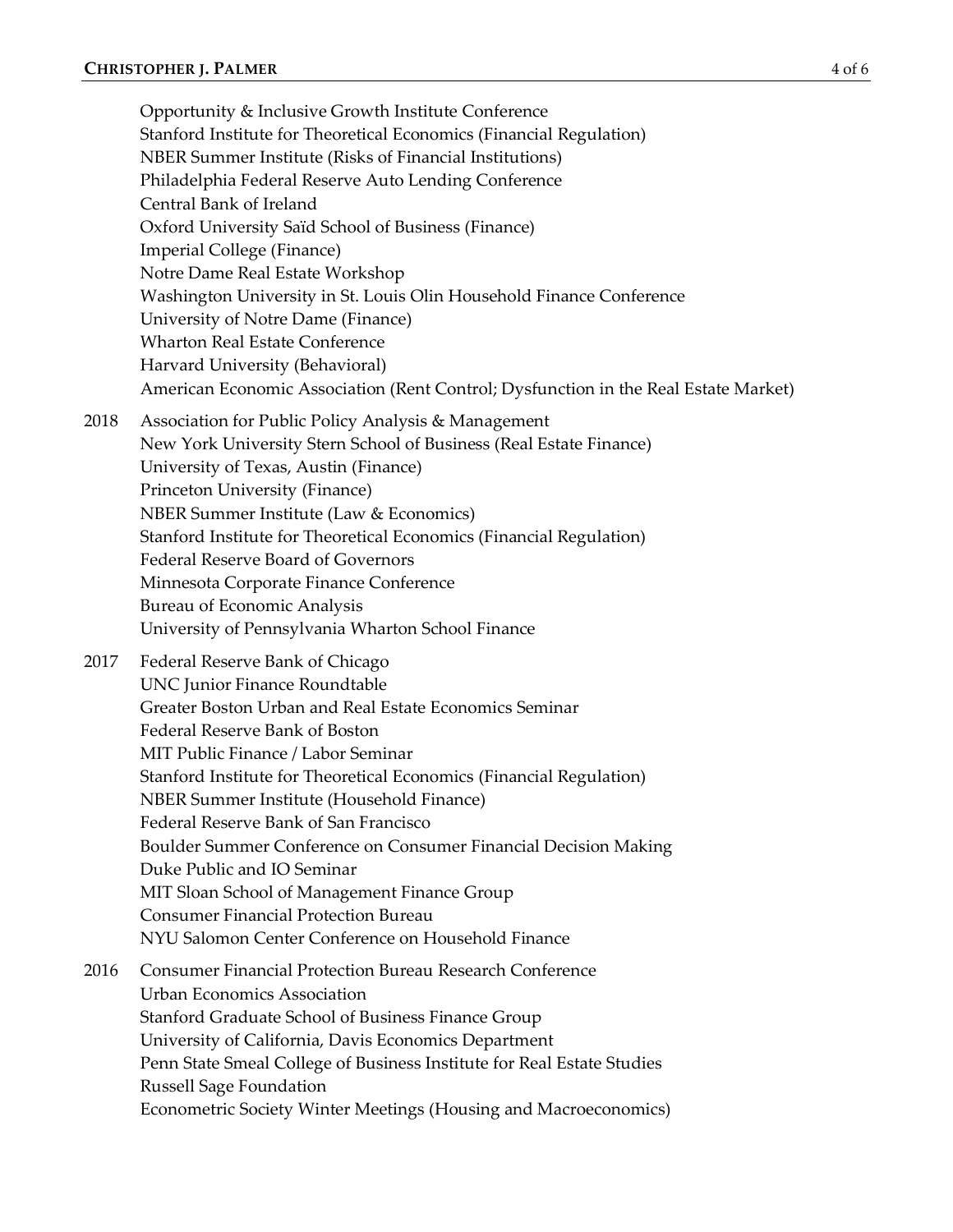Opportunity & Inclusive Growth Institute Conference
Stanford Institute for Theoretical Economics (Financial Regulation)
NBER Summer Institute (Risks of Financial Institutions)
Philadelphia Federal Reserve Auto Lending Conference
Central Bank of Ireland
Oxford University Saïd School of Business (Finance)
Imperial College (Finance)
Notre Dame Real Estate Workshop
Washington University in St. Louis Olin Household Finance Conference
University of Notre Dame (Finance)
Wharton Real Estate Conference
Harvard University (Behavioral)
American Economic Association (Rent Control; Dysfunction in the Real Estate Market)

**2018**
Association for Public Policy Analysis & Management
New York University Stern School of Business (Real Estate Finance)
University of Texas, Austin (Finance)
Princeton University (Finance)
NBER Summer Institute (Law & Economics)
Stanford Institute for Theoretical Economics (Financial Regulation)
Federal Reserve Board of Governors
Minnesota Corporate Finance Conference
Bureau of Economic Analysis
University of Pennsylvania Wharton School Finance

**2017**
Federal Reserve Bank of Chicago
UNC Junior Finance Roundtable
Greater Boston Urban and Real Estate Economics Seminar
Federal Reserve Bank of Boston
MIT Public Finance / Labor Seminar
Stanford Institute for Theoretical Economics (Financial Regulation)
NBER Summer Institute (Household Finance)
Federal Reserve Bank of San Francisco
Boulder Summer Conference on Consumer Financial Decision Making
Duke Public and IO Seminar
MIT Sloan School of Management Finance Group
Consumer Financial Protection Bureau
NYU Salomon Center Conference on Household Finance

**2016**
Consumer Financial Protection Bureau Research Conference
Urban Economics Association
Stanford Graduate School of Business Finance Group
University of California, Davis Economics Department
Penn State Smeal College of Business Institute for Real Estate Studies
Russell Sage Foundation
Econometric Society Winter Meetings (Housing and Macroeconomics)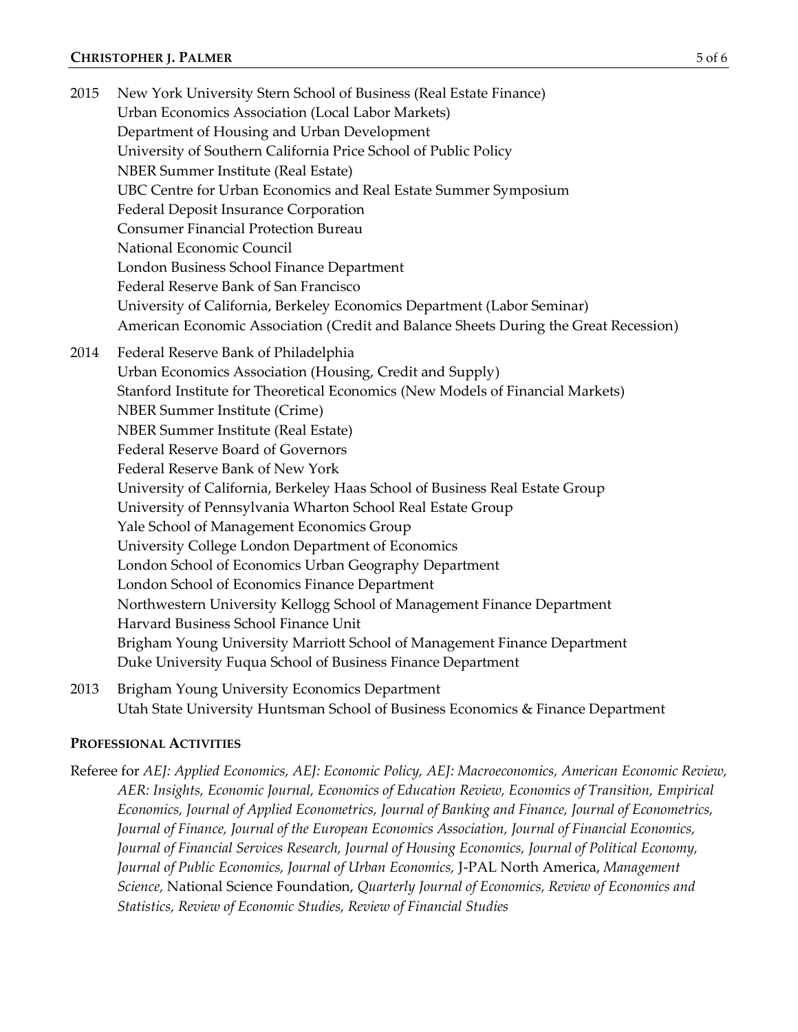2015 New York University Stern School of Business (Real Estate Finance)
Urban Economics Association (Local Labor Markets)
Department of Housing and Urban Development
University of Southern California Price School of Public Policy
NBER Summer Institute (Real Estate)
UBC Centre for Urban Economics and Real Estate Summer Symposium
Federal Deposit Insurance Corporation
Consumer Financial Protection Bureau
National Economic Council
London Business School Finance Department
Federal Reserve Bank of San Francisco
University of California, Berkeley Economics Department (Labor Seminar)
American Economic Association (Credit and Balance Sheets During the Great Recession)

2014 Federal Reserve Bank of Philadelphia
Urban Economics Association (Housing, Credit and Supply)
Stanford Institute for Theoretical Economics (New Models of Financial Markets)
NBER Summer Institute (Crime)
NBER Summer Institute (Real Estate)
Federal Reserve Board of Governors
Federal Reserve Bank of New York
University of California, Berkeley Haas School of Business Real Estate Group
University of Pennsylvania Wharton School Real Estate Group
Yale School of Management Economics Group
University College London Department of Economics
London School of Economics Urban Geography Department
London School of Economics Finance Department
Northwestern University Kellogg School of Management Finance Department
Harvard Business School Finance Unit
Brigham Young University Marriott School of Management Finance Department
Duke University Fuqua School of Business Finance Department

2013 Brigham Young University Economics Department
Utah State University Huntsman School of Business Economics & Finance Department

**PROFESSIONAL ACTIVITIES**

Referee for *AEJ: Applied Economics, AEJ: Economic Policy, AEJ: Macroeconomics, American Economic Review, AER: Insights, Economic Journal, Economics of Education Review, Economics of Transition, Empirical Economics, Journal of Applied Econometrics, Journal of Banking and Finance, Journal of Econometrics, Journal of Finance, Journal of the European Economics Association, Journal of Financial Economics, Journal of Financial Services Research, Journal of Housing Economics, Journal of Political Economy, Journal of Public Economics, Journal of Urban Economics,* J-PAL North America, *Management Science,* National Science Foundation, *Quarterly Journal of Economics, Review of Economics and Statistics, Review of Economic Studies, Review of Financial Studies*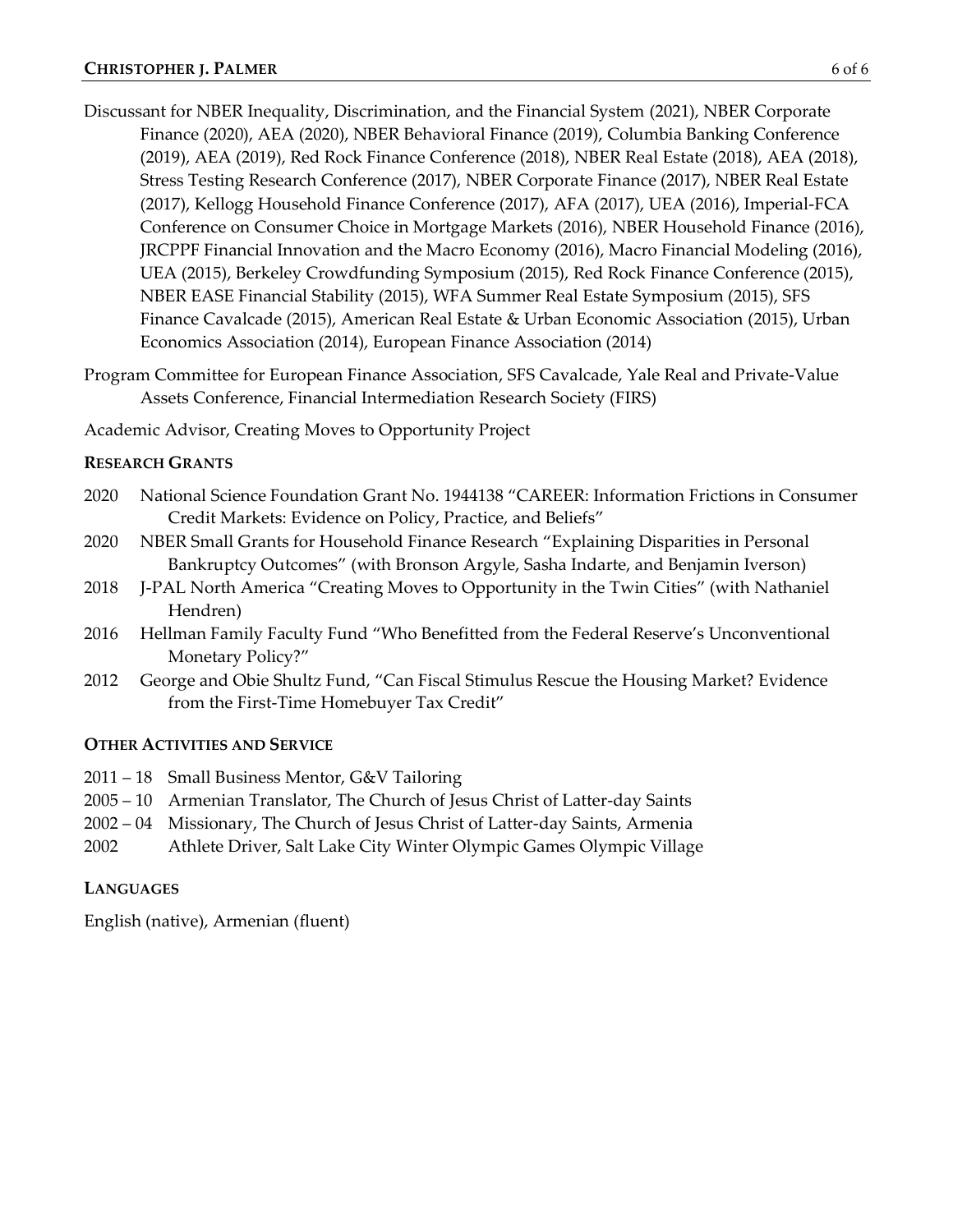Discussant for NBER Inequality, Discrimination, and the Financial System (2021), NBER Corporate Finance (2020), AEA (2020), NBER Behavioral Finance (2019), Columbia Banking Conference (2019), AEA (2019), Red Rock Finance Conference (2018), NBER Real Estate (2018), AEA (2018), Stress Testing Research Conference (2017), NBER Corporate Finance (2017), NBER Real Estate (2017), Kellogg Household Finance Conference (2017), AFA (2017), UEA (2016), Imperial-FCA Conference on Consumer Choice in Mortgage Markets (2016), NBER Household Finance (2016), JRCPPF Financial Innovation and the Macro Economy (2016), Macro Financial Modeling (2016), UEA (2015), Berkeley Crowdfunding Symposium (2015), Red Rock Finance Conference (2015), NBER EASE Financial Stability (2015), WFA Summer Real Estate Symposium (2015), SFS Finance Cavalcade (2015), American Real Estate & Urban Economic Association (2015), Urban Economics Association (2014), European Finance Association (2014)

Program Committee for European Finance Association, SFS Cavalcade, Yale Real and Private-Value Assets Conference, Financial Intermediation Research Society (FIRS)

Academic Advisor, Creating Moves to Opportunity Project

**RESEARCH GRANTS**

2020 National Science Foundation Grant No. 1944138 "CAREER: Information Frictions in Consumer Credit Markets: Evidence on Policy, Practice, and Beliefs"

2020 NBER Small Grants for Household Finance Research "Explaining Disparities in Personal Bankruptcy Outcomes" (with Bronson Argyle, Sasha Indarte, and Benjamin Iverson)

2018 J-PAL North America "Creating Moves to Opportunity in the Twin Cities" (with Nathaniel Hendren)

2016 Hellman Family Faculty Fund "Who Benefitted from the Federal Reserve's Unconventional Monetary Policy?"

2012 George and Obie Shultz Fund, "Can Fiscal Stimulus Rescue the Housing Market? Evidence from the First-Time Homebuyer Tax Credit"

**OTHER ACTIVITIES AND SERVICE**

2011 – 18 Small Business Mentor, G&V Tailoring

2005 – 10 Armenian Translator, The Church of Jesus Christ of Latter-day Saints

2002 – 04 Missionary, The Church of Jesus Christ of Latter-day Saints, Armenia

2002 Athlete Driver, Salt Lake City Winter Olympic Games Olympic Village

**LANGUAGES**

English (native), Armenian (fluent)